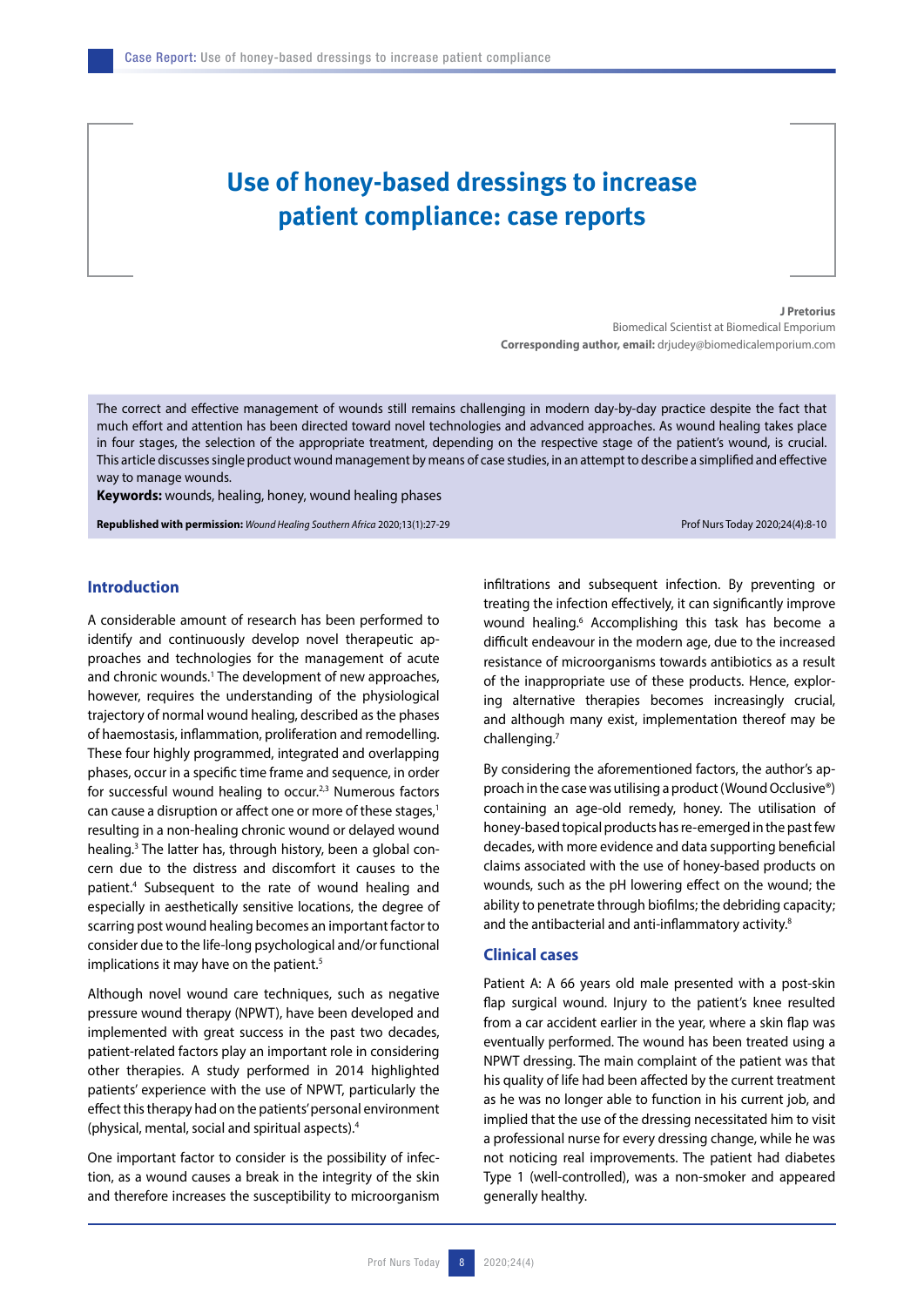# Use of honey-based dressings to increase patient compliance: case reports

**J Pretorius**

Biomedical Scientist at Biomedical Emporium

**Corresponding author, email:** drjudey@biomedicalemporium.com

The correct and effective management of wounds still remains challenging in modern day-by-day practice despite the fact that much effort and attention has been directed toward novel technologies and advanced approaches. As wound healing takes place in four stages, the selection of the appropriate treatment, depending on the respective stage of the patient's wound, is crucial. This article discusses single product wound management by means of case studies, in an attempt to describe a simplified and effective way to manage wounds.

**Keywords:** wounds, healing, honey, wound healing phases

**Republished with permission:** *Wound Healing Southern Africa* 2020;13(1):27-29

Prof Nurs Today 2020;24(4):8-10

## Introduction

A considerable amount of research has been performed to identify and continuously develop novel therapeutic approaches and technologies for the management of acute and chronic wounds.[1] The development of new approaches, however, requires the understanding of the physiological trajectory of normal wound healing, described as the phases of haemostasis, inflammation, proliferation and remodelling. These four highly programmed, integrated and overlapping phases, occur in a specific time frame and sequence, in order for successful wound healing to occur.[2,3] Numerous factors can cause a disruption or affect one or more of these stages,[1] resulting in a non-healing chronic wound or delayed wound healing.[3] The latter has, through history, been a global concern due to the distress and discomfort it causes to the patient.[4] Subsequent to the rate of wound healing and especially in aesthetically sensitive locations, the degree of scarring post wound healing becomes an important factor to consider due to the life-long psychological and/or functional implications it may have on the patient.[5]

Although novel wound care techniques, such as negative pressure wound therapy (NPWT), have been developed and implemented with great success in the past two decades, patient-related factors play an important role in considering other therapies. A study performed in 2014 highlighted patients' experience with the use of NPWT, particularly the effect this therapy had on the patients' personal environment (physical, mental, social and spiritual aspects).[4]

One important factor to consider is the possibility of infection, as a wound causes a break in the integrity of the skin and therefore increases the susceptibility to microorganism infiltrations and subsequent infection. By preventing or treating the infection effectively, it can significantly improve wound healing.[6] Accomplishing this task has become a difficult endeavour in the modern age, due to the increased resistance of microorganisms towards antibiotics as a result of the inappropriate use of these products. Hence, exploring alternative therapies becomes increasingly crucial, and although many exist, implementation thereof may be challenging.[7]

By considering the aforementioned factors, the author's approach in the case was utilising a product (Wound Occlusive®) containing an age-old remedy, honey. The utilisation of honey-based topical products has re-emerged in the past few decades, with more evidence and data supporting beneficial claims associated with the use of honey-based products on wounds, such as the pH lowering effect on the wound; the ability to penetrate through biofilms; the debriding capacity; and the antibacterial and anti-inflammatory activity.[8]

## Clinical cases

Patient A: A 66 years old male presented with a post-skin flap surgical wound. Injury to the patient's knee resulted from a car accident earlier in the year, where a skin flap was eventually performed. The wound has been treated using a NPWT dressing. The main complaint of the patient was that his quality of life had been affected by the current treatment as he was no longer able to function in his current job, and implied that the use of the dressing necessitated him to visit a professional nurse for every dressing change, while he was not noticing real improvements. The patient had diabetes Type 1 (well-controlled), was a non-smoker and appeared generally healthy.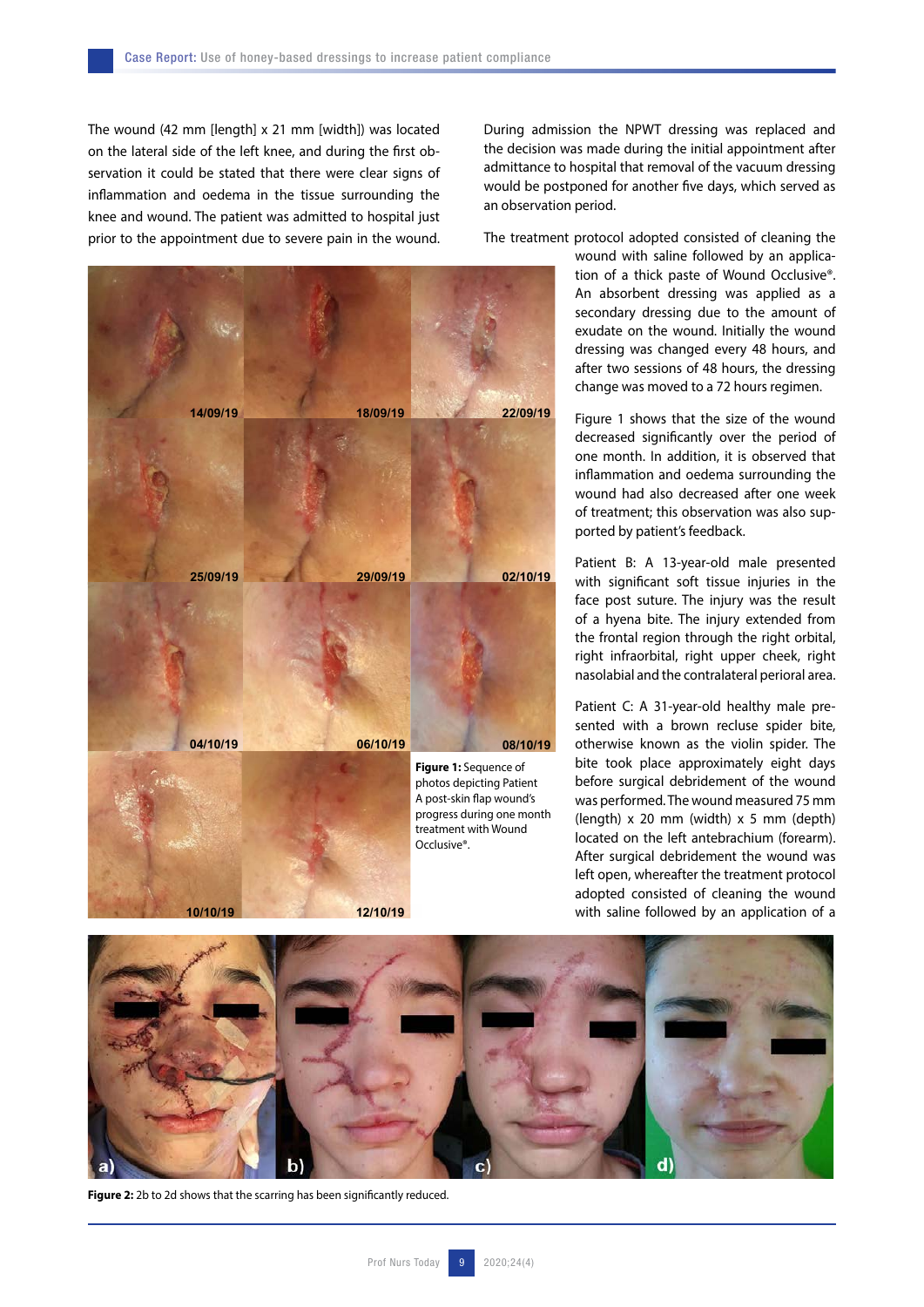The wound (42 mm [length] x 21 mm [width]) was located on the lateral side of the left knee, and during the first observation it could be stated that there were clear signs of inflammation and oedema in the tissue surrounding the knee and wound. The patient was admitted to hospital just prior to the appointment due to severe pain in the wound.

During admission the NPWT dressing was replaced and the decision was made during the initial appointment after admittance to hospital that removal of the vacuum dressing would be postponed for another five days, which served as an observation period.

The treatment protocol adopted consisted of cleaning the wound with saline followed by an application of a thick paste of Wound Occlusive®. An absorbent dressing was applied as a secondary dressing due to the amount of exudate on the wound. Initially the wound dressing was changed every 48 hours, and after two sessions of 48 hours, the dressing change was moved to a 72 hours regimen.

**Figure 1:** Sequence of photos depicting Patient A post-skin flap wound's progress during one month treatment with Wound Occlusive®.

Figure 1 shows that the size of the wound decreased significantly over the period of one month. In addition, it is observed that inflammation and oedema surrounding the wound had also decreased after one week of treatment; this observation was also supported by patient's feedback.

Patient B: A 13-year-old male presented with significant soft tissue injuries in the face post suture. The injury was the result of a hyena bite. The injury extended from the frontal region through the right orbital, right infraorbital, right upper cheek, right nasolabial and the contralateral perioral area.

Patient C: A 31-year-old healthy male presented with a brown recluse spider bite, otherwise known as the violin spider. The bite took place approximately eight days before surgical debridement of the wound was performed. The wound measured 75 mm (length) x 20 mm (width) x 5 mm (depth) located on the left antebrachium (forearm). After surgical debridement the wound was left open, whereafter the treatment protocol adopted consisted of cleaning the wound with saline followed by an application of a

**Figure 2:** 2b to 2d shows that the scarring has been significantly reduced.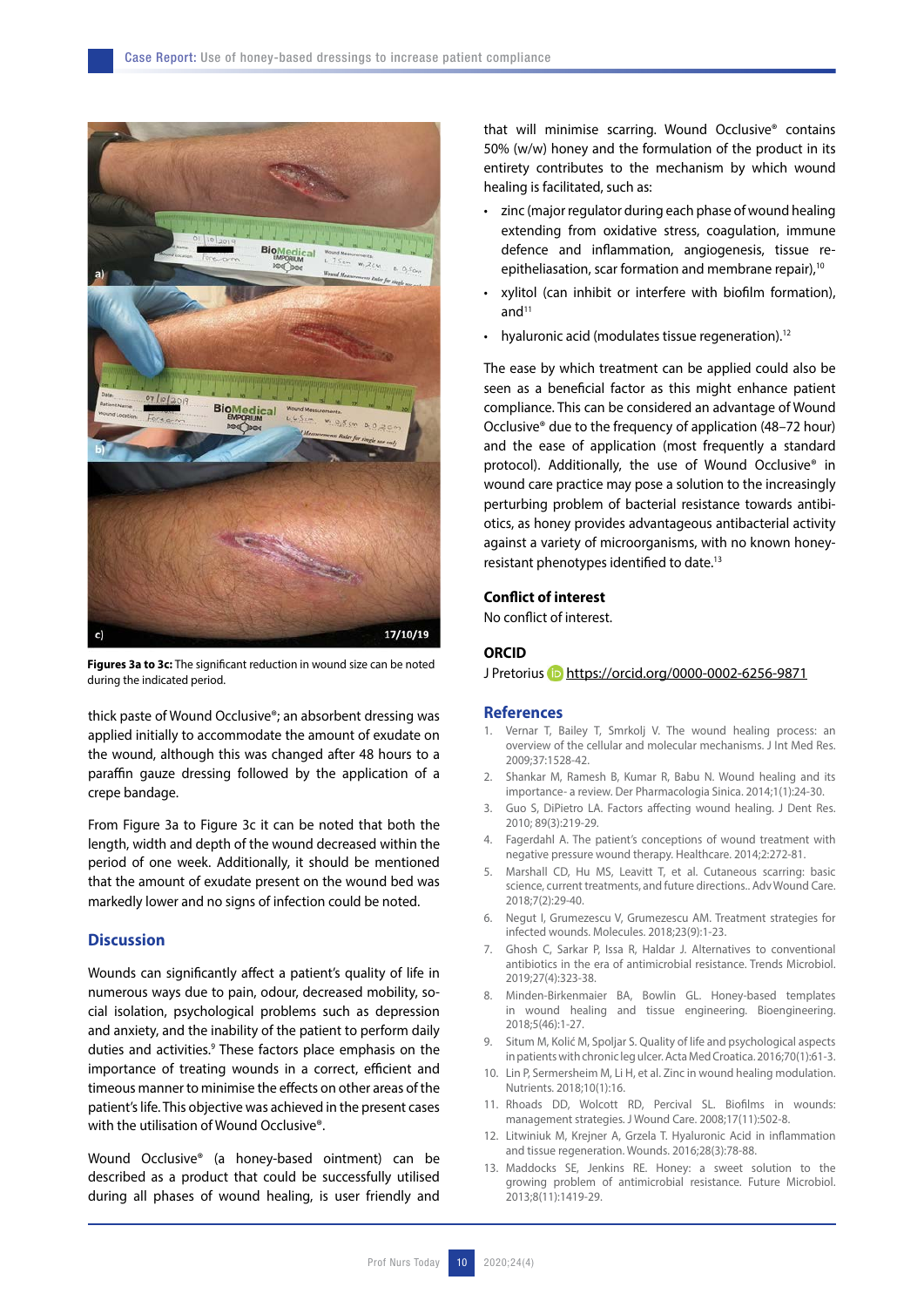Figures 3a to 3c: The significant reduction in wound size can be noted during the indicated period.

thick paste of Wound Occlusive®; an absorbent dressing was applied initially to accommodate the amount of exudate on the wound, although this was changed after 48 hours to a paraffin gauze dressing followed by the application of a crepe bandage.

From Figure 3a to Figure 3c it can be noted that both the length, width and depth of the wound decreased within the period of one week. Additionally, it should be mentioned that the amount of exudate present on the wound bed was markedly lower and no signs of infection could be noted.

## Discussion

Wounds can significantly affect a patient's quality of life in numerous ways due to pain, odour, decreased mobility, social isolation, psychological problems such as depression and anxiety, and the inability of the patient to perform daily duties and activities.[9] These factors place emphasis on the importance of treating wounds in a correct, efficient and timeous manner to minimise the effects on other areas of the patient's life. This objective was achieved in the present cases with the utilisation of Wound Occlusive®.

Wound Occlusive® (a honey-based ointment) can be described as a product that could be successfully utilised during all phases of wound healing, is user friendly and that will minimise scarring. Wound Occlusive® contains 50% (w/w) honey and the formulation of the product in its entirety contributes to the mechanism by which wound healing is facilitated, such as:

- zinc (major regulator during each phase of wound healing extending from oxidative stress, coagulation, immune defence and inflammation, angiogenesis, tissue re-epitheliasation, scar formation and membrane repair),[10]
- xylitol (can inhibit or interfere with biofilm formation), and[11]
- hyaluronic acid (modulates tissue regeneration).[12]

The ease by which treatment can be applied could also be seen as a beneficial factor as this might enhance patient compliance. This can be considered an advantage of Wound Occlusive® due to the frequency of application (48–72 hour) and the ease of application (most frequently a standard protocol). Additionally, the use of Wound Occlusive® in wound care practice may pose a solution to the increasingly perturbing problem of bacterial resistance towards antibiotics, as honey provides advantageous antibacterial activity against a variety of microorganisms, with no known honey-resistant phenotypes identified to date.[13]

### Conflict of interest

No conflict of interest.

### ORCID

J Pretorius https://orcid.org/0000-0002-6256-9871

## References

1. Vernar T, Bailey T, Smrkolj V. The wound healing process: an overview of the cellular and molecular mechanisms. J Int Med Res. 2009;37:1528-42.
2. Shankar M, Ramesh B, Kumar R, Babu N. Wound healing and its importance- a review. Der Pharmacologia Sinica. 2014;1(1):24-30.
3. Guo S, DiPietro LA. Factors affecting wound healing. J Dent Res. 2010; 89(3):219-29.
4. Fagerdahl A. The patient's conceptions of wound treatment with negative pressure wound therapy. Healthcare. 2014;2:272-81.
5. Marshall CD, Hu MS, Leavitt T, et al. Cutaneous scarring: basic science, current treatments, and future directions.. Adv Wound Care. 2018;7(2):29-40.
6. Negut I, Grumezescu V, Grumezescu AM. Treatment strategies for infected wounds. Molecules. 2018;23(9):1-23.
7. Ghosh C, Sarkar P, Issa R, Haldar J. Alternatives to conventional antibiotics in the era of antimicrobial resistance. Trends Microbiol. 2019;27(4):323-38.
8. Minden-Birkenmaier BA, Bowlin GL. Honey-based templates in wound healing and tissue engineering. Bioengineering. 2018;5(46):1-27.
9. Situm M, Kolić M, Spoljar S. Quality of life and psychological aspects in patients with chronic leg ulcer. Acta Med Croatica. 2016;70(1):61-3.
10. Lin P, Sermersheim M, Li H, et al. Zinc in wound healing modulation. Nutrients. 2018;10(1):16.
11. Rhoads DD, Wolcott RD, Percival SL. Biofilms in wounds: management strategies. J Wound Care. 2008;17(11):502-8.
12. Litwiniuk M, Krejner A, Grzela T. Hyaluronic Acid in inflammation and tissue regeneration. Wounds. 2016;28(3):78-88.
13. Maddocks SE, Jenkins RE. Honey: a sweet solution to the growing problem of antimicrobial resistance. Future Microbiol. 2013;8(11):1419-29.